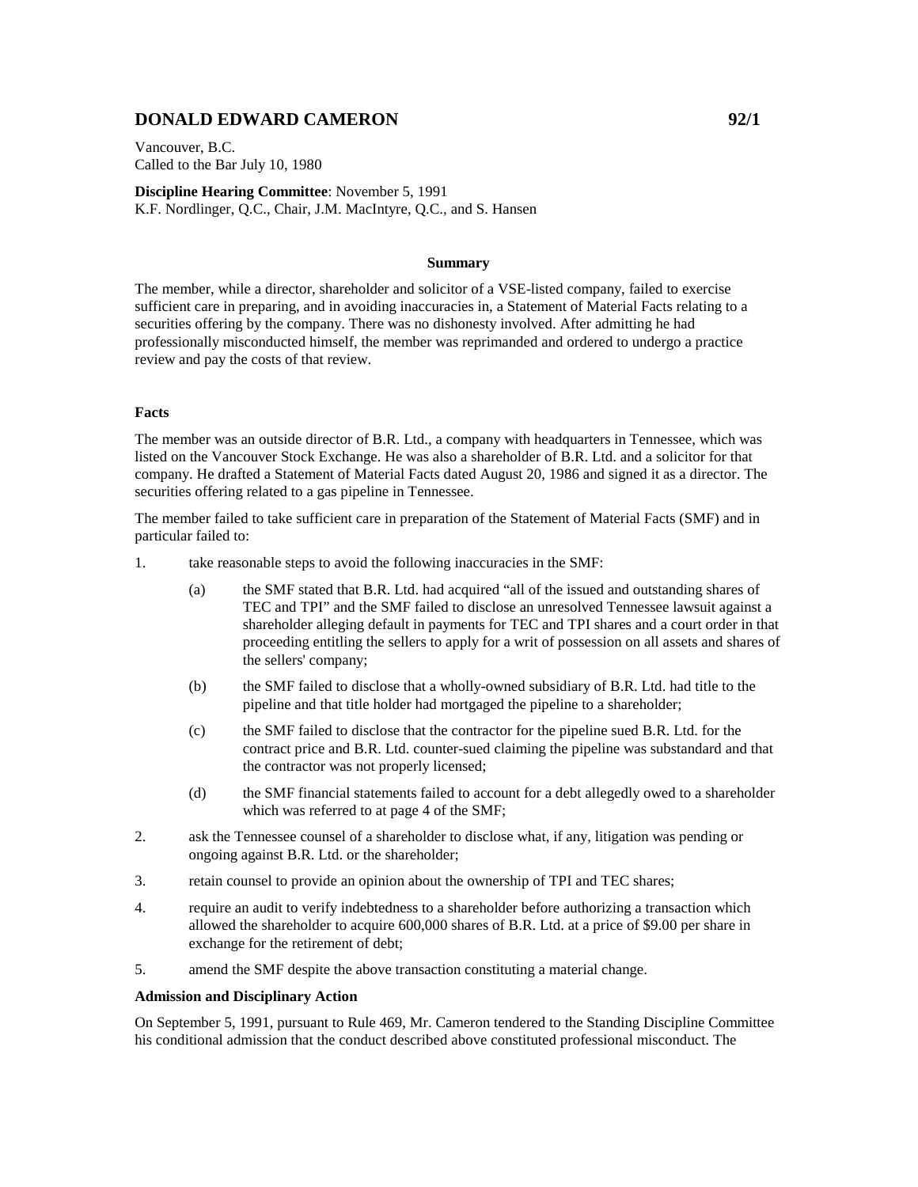## DONALD EDWARD CAMERON 92/1

Vancouver, B.C.
Called to the Bar July 10, 1980

**Discipline Hearing Committee**: November 5, 1991
K.F. Nordlinger, Q.C., Chair, J.M. MacIntyre, Q.C., and S. Hansen

### Summary

The member, while a director, shareholder and solicitor of a VSE-listed company, failed to exercise sufficient care in preparing, and in avoiding inaccuracies in, a Statement of Material Facts relating to a securities offering by the company. There was no dishonesty involved. After admitting he had professionally misconducted himself, the member was reprimanded and ordered to undergo a practice review and pay the costs of that review.

### Facts

The member was an outside director of B.R. Ltd., a company with headquarters in Tennessee, which was listed on the Vancouver Stock Exchange. He was also a shareholder of B.R. Ltd. and a solicitor for that company. He drafted a Statement of Material Facts dated August 20, 1986 and signed it as a director. The securities offering related to a gas pipeline in Tennessee.

The member failed to take sufficient care in preparation of the Statement of Material Facts (SMF) and in particular failed to:

1. take reasonable steps to avoid the following inaccuracies in the SMF:
   - (a) the SMF stated that B.R. Ltd. had acquired "all of the issued and outstanding shares of TEC and TPI" and the SMF failed to disclose an unresolved Tennessee lawsuit against a shareholder alleging default in payments for TEC and TPI shares and a court order in that proceeding entitling the sellers to apply for a writ of possession on all assets and shares of the sellers' company;
   - (b) the SMF failed to disclose that a wholly-owned subsidiary of B.R. Ltd. had title to the pipeline and that title holder had mortgaged the pipeline to a shareholder;
   - (c) the SMF failed to disclose that the contractor for the pipeline sued B.R. Ltd. for the contract price and B.R. Ltd. counter-sued claiming the pipeline was substandard and that the contractor was not properly licensed;
   - (d) the SMF financial statements failed to account for a debt allegedly owed to a shareholder which was referred to at page 4 of the SMF;
2. ask the Tennessee counsel of a shareholder to disclose what, if any, litigation was pending or ongoing against B.R. Ltd. or the shareholder;
3. retain counsel to provide an opinion about the ownership of TPI and TEC shares;
4. require an audit to verify indebtedness to a shareholder before authorizing a transaction which allowed the shareholder to acquire 600,000 shares of B.R. Ltd. at a price of $9.00 per share in exchange for the retirement of debt;
5. amend the SMF despite the above transaction constituting a material change.

**Admission and Disciplinary Action**

On September 5, 1991, pursuant to Rule 469, Mr. Cameron tendered to the Standing Discipline Committee his conditional admission that the conduct described above constituted professional misconduct. The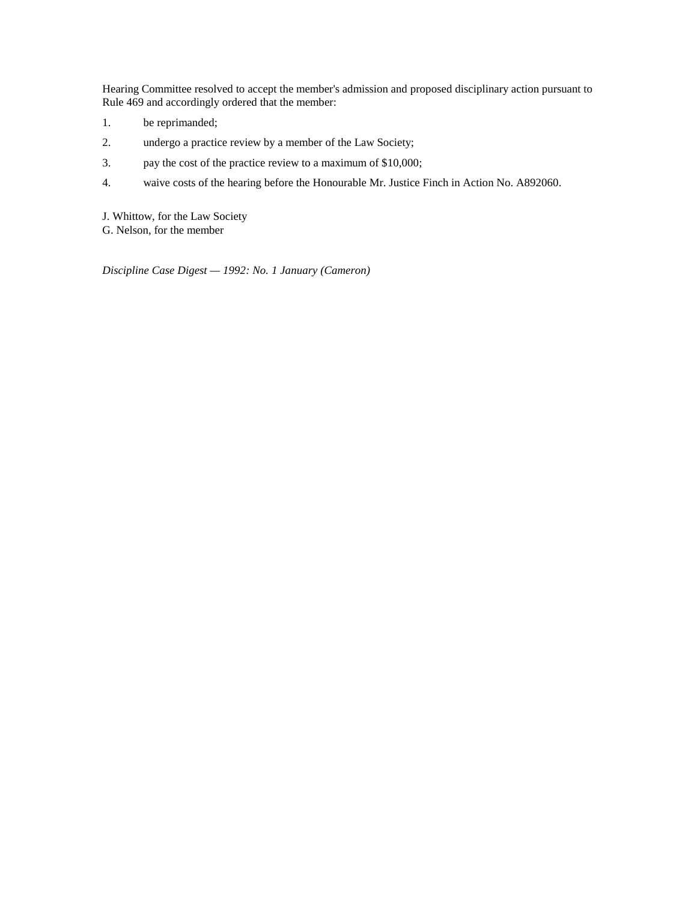Hearing Committee resolved to accept the member's admission and proposed disciplinary action pursuant to Rule 469 and accordingly ordered that the member:

1. be reprimanded;
2. undergo a practice review by a member of the Law Society;
3. pay the cost of the practice review to a maximum of $10,000;
4. waive costs of the hearing before the Honourable Mr. Justice Finch in Action No. A892060.

J. Whittow, for the Law Society
G. Nelson, for the member

*Discipline Case Digest — 1992: No. 1 January (Cameron)*